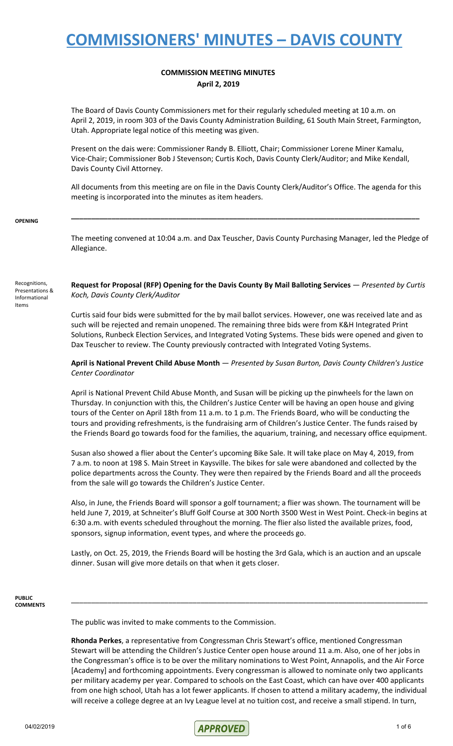# COMMISSIONERS' MINUTES – DAVIS COUNTY

## COMMISSION MEETING MINUTES
**April 2, 2019**

The Board of Davis County Commissioners met for their regularly scheduled meeting at 10 a.m. on April 2, 2019, in room 303 of the Davis County Administration Building, 61 South Main Street, Farmington, Utah. Appropriate legal notice of this meeting was given.

Present on the dais were: Commissioner Randy B. Elliott, Chair; Commissioner Lorene Miner Kamalu, Vice-Chair; Commissioner Bob J Stevenson; Curtis Koch, Davis County Clerk/Auditor; and Mike Kendall, Davis County Civil Attorney.

All documents from this meeting are on file in the Davis County Clerk/Auditor's Office. The agenda for this meeting is incorporated into the minutes as item headers.

**OPENING**

The meeting convened at 10:04 a.m. and Dax Teuscher, Davis County Purchasing Manager, led the Pledge of Allegiance.

Recognitions, Presentations & Informational Items

**Request for Proposal (RFP) Opening for the Davis County By Mail Balloting Services** — *Presented by Curtis Koch, Davis County Clerk/Auditor*

Curtis said four bids were submitted for the by mail ballot services. However, one was received late and as such will be rejected and remain unopened. The remaining three bids were from K&H Integrated Print Solutions, Runbeck Election Services, and Integrated Voting Systems. These bids were opened and given to Dax Teuscher to review. The County previously contracted with Integrated Voting Systems.

**April is National Prevent Child Abuse Month** — *Presented by Susan Burton, Davis County Children's Justice Center Coordinator*

April is National Prevent Child Abuse Month, and Susan will be picking up the pinwheels for the lawn on Thursday. In conjunction with this, the Children's Justice Center will be having an open house and giving tours of the Center on April 18th from 11 a.m. to 1 p.m. The Friends Board, who will be conducting the tours and providing refreshments, is the fundraising arm of Children's Justice Center. The funds raised by the Friends Board go towards food for the families, the aquarium, training, and necessary office equipment.

Susan also showed a flier about the Center's upcoming Bike Sale. It will take place on May 4, 2019, from 7 a.m. to noon at 198 S. Main Street in Kaysville. The bikes for sale were abandoned and collected by the police departments across the County. They were then repaired by the Friends Board and all the proceeds from the sale will go towards the Children's Justice Center.

Also, in June, the Friends Board will sponsor a golf tournament; a flier was shown. The tournament will be held June 7, 2019, at Schneiter's Bluff Golf Course at 300 North 3500 West in West Point. Check-in begins at 6:30 a.m. with events scheduled throughout the morning. The flier also listed the available prizes, food, sponsors, signup information, event types, and where the proceeds go.

Lastly, on Oct. 25, 2019, the Friends Board will be hosting the 3rd Gala, which is an auction and an upscale dinner. Susan will give more details on that when it gets closer.

**PUBLIC COMMENTS**

The public was invited to make comments to the Commission.

**Rhonda Perkes**, a representative from Congressman Chris Stewart's office, mentioned Congressman Stewart will be attending the Children's Justice Center open house around 11 a.m. Also, one of her jobs in the Congressman's office is to be over the military nominations to West Point, Annapolis, and the Air Force [Academy] and forthcoming appointments. Every congressman is allowed to nominate only two applicants per military academy per year. Compared to schools on the East Coast, which can have over 400 applicants from one high school, Utah has a lot fewer applicants. If chosen to attend a military academy, the individual will receive a college degree at an Ivy League level at no tuition cost, and receive a small stipend. In turn,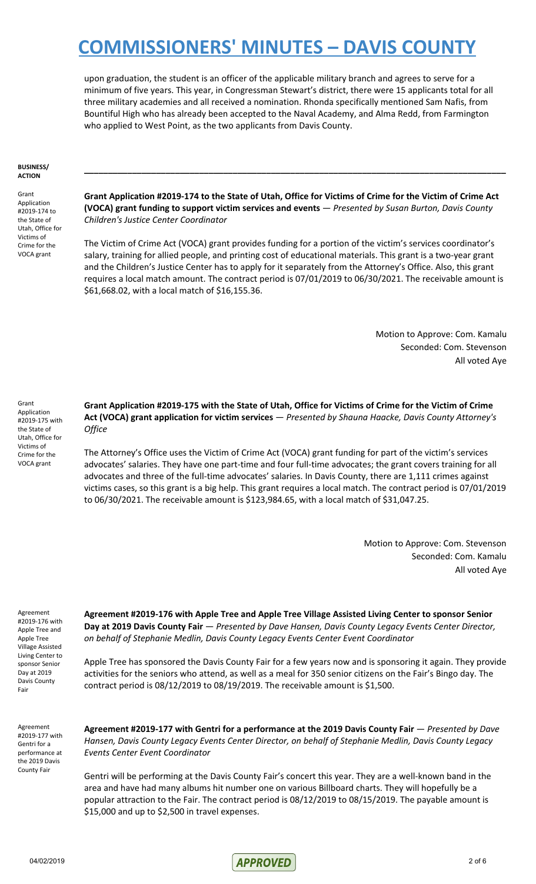upon graduation, the student is an officer of the applicable military branch and agrees to serve for a minimum of five years. This year, in Congressman Stewart's district, there were 15 applicants total for all three military academies and all received a nomination. Rhonda specifically mentioned Sam Nafis, from Bountiful High who has already been accepted to the Naval Academy, and Alma Redd, from Farmington who applied to West Point, as the two applicants from Davis County.

**BUSINESS/ ACTION**

---

Grant Application #2019-174 to the State of Utah, Office for Victims of Crime for the VOCA grant

**Grant Application #2019-174 to the State of Utah, Office for Victims of Crime for the Victim of Crime Act (VOCA) grant funding to support victim services and events** — *Presented by Susan Burton, Davis County Children's Justice Center Coordinator*

The Victim of Crime Act (VOCA) grant provides funding for a portion of the victim's services coordinator's salary, training for allied people, and printing cost of educational materials. This grant is a two-year grant and the Children's Justice Center has to apply for it separately from the Attorney's Office. Also, this grant requires a local match amount. The contract period is 07/01/2019 to 06/30/2021. The receivable amount is $61,668.02, with a local match of $16,155.36.

Motion to Approve: Com. Kamalu
Seconded: Com. Stevenson
All voted Aye

Grant Application #2019-175 with the State of Utah, Office for Victims of Crime for the VOCA grant

**Grant Application #2019-175 with the State of Utah, Office for Victims of Crime for the Victim of Crime Act (VOCA) grant application for victim services** — *Presented by Shauna Haacke, Davis County Attorney's Office*

The Attorney's Office uses the Victim of Crime Act (VOCA) grant funding for part of the victim's services advocates' salaries. They have one part-time and four full-time advocates; the grant covers training for all advocates and three of the full-time advocates' salaries. In Davis County, there are 1,111 crimes against victims cases, so this grant is a big help. This grant requires a local match. The contract period is 07/01/2019 to 06/30/2021. The receivable amount is $123,984.65, with a local match of $31,047.25.

Motion to Approve: Com. Stevenson
Seconded: Com. Kamalu
All voted Aye

Agreement #2019-176 with Apple Tree and Apple Tree Village Assisted Living Center to sponsor Senior Day at 2019 Davis County Fair

**Agreement #2019-176 with Apple Tree and Apple Tree Village Assisted Living Center to sponsor Senior Day at 2019 Davis County Fair** — *Presented by Dave Hansen, Davis County Legacy Events Center Director, on behalf of Stephanie Medlin, Davis County Legacy Events Center Event Coordinator*

Apple Tree has sponsored the Davis County Fair for a few years now and is sponsoring it again. They provide activities for the seniors who attend, as well as a meal for 350 senior citizens on the Fair's Bingo day. The contract period is 08/12/2019 to 08/19/2019. The receivable amount is $1,500.

Agreement #2019-177 with Gentri for a performance at the 2019 Davis County Fair

**Agreement #2019-177 with Gentri for a performance at the 2019 Davis County Fair** — *Presented by Dave Hansen, Davis County Legacy Events Center Director, on behalf of Stephanie Medlin, Davis County Legacy Events Center Event Coordinator*

Gentri will be performing at the Davis County Fair's concert this year. They are a well-known band in the area and have had many albums hit number one on various Billboard charts. They will hopefully be a popular attraction to the Fair. The contract period is 08/12/2019 to 08/15/2019. The payable amount is $15,000 and up to $2,500 in travel expenses.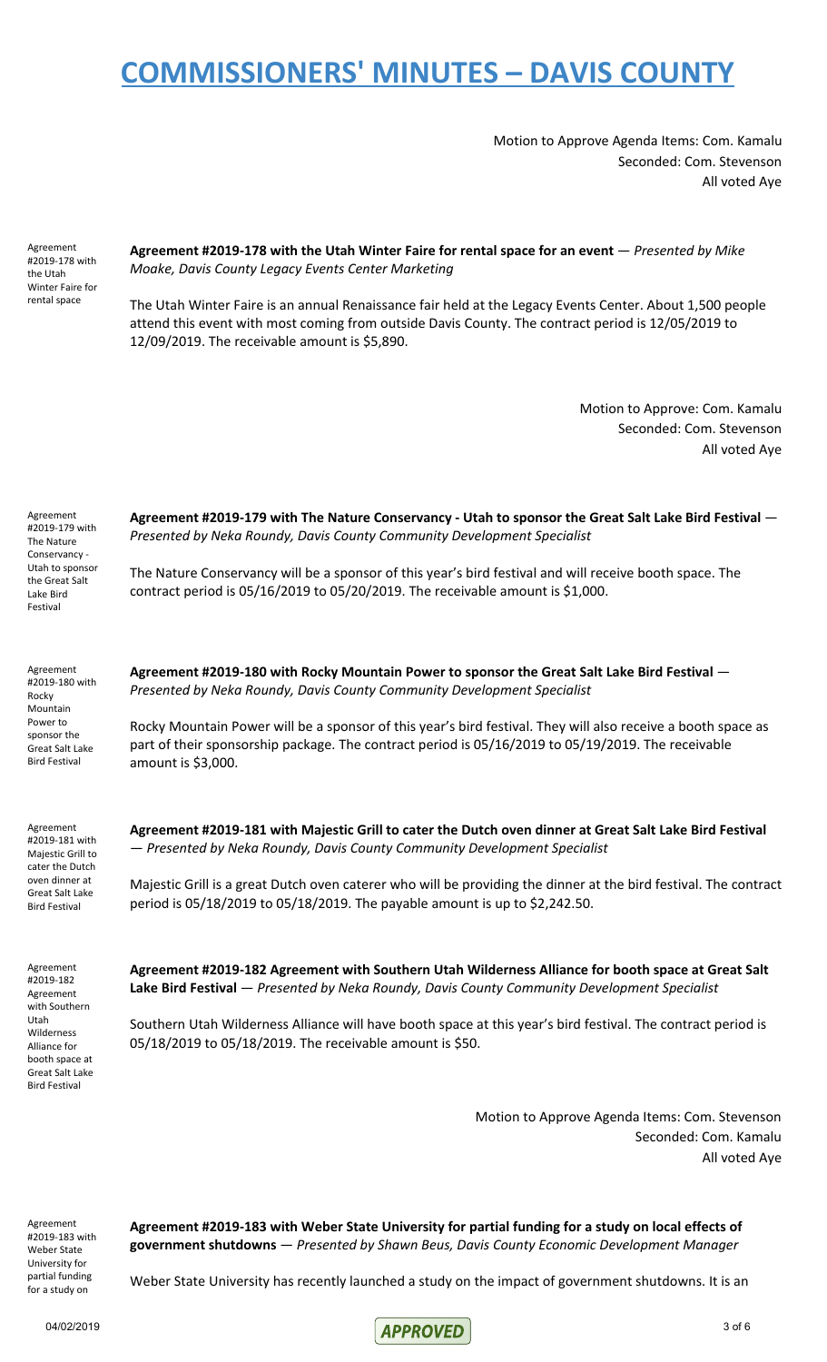# COMMISSIONERS' MINUTES – DAVIS COUNTY

Motion to Approve Agenda Items: Com. Kamalu
Seconded: Com. Stevenson
All voted Aye

Agreement #2019-178 with the Utah Winter Faire for rental space

**Agreement #2019-178 with the Utah Winter Faire for rental space for an event** — *Presented by Mike Moake, Davis County Legacy Events Center Marketing*

The Utah Winter Faire is an annual Renaissance fair held at the Legacy Events Center. About 1,500 people attend this event with most coming from outside Davis County. The contract period is 12/05/2019 to 12/09/2019. The receivable amount is $5,890.

Motion to Approve: Com. Kamalu
Seconded: Com. Stevenson
All voted Aye

Agreement #2019-179 with The Nature Conservancy - Utah to sponsor the Great Salt Lake Bird Festival

**Agreement #2019-179 with The Nature Conservancy - Utah to sponsor the Great Salt Lake Bird Festival** — *Presented by Neka Roundy, Davis County Community Development Specialist*

The Nature Conservancy will be a sponsor of this year's bird festival and will receive booth space. The contract period is 05/16/2019 to 05/20/2019. The receivable amount is $1,000.

Agreement #2019-180 with Rocky Mountain Power to sponsor the Great Salt Lake Bird Festival

**Agreement #2019-180 with Rocky Mountain Power to sponsor the Great Salt Lake Bird Festival** — *Presented by Neka Roundy, Davis County Community Development Specialist*

Rocky Mountain Power will be a sponsor of this year's bird festival. They will also receive a booth space as part of their sponsorship package. The contract period is 05/16/2019 to 05/19/2019. The receivable amount is $3,000.

Agreement #2019-181 with Majestic Grill to cater the Dutch oven dinner at Great Salt Lake Bird Festival

**Agreement #2019-181 with Majestic Grill to cater the Dutch oven dinner at Great Salt Lake Bird Festival** — *Presented by Neka Roundy, Davis County Community Development Specialist*

Majestic Grill is a great Dutch oven caterer who will be providing the dinner at the bird festival. The contract period is 05/18/2019 to 05/18/2019. The payable amount is up to $2,242.50.

Agreement #2019-182 Agreement with Southern Utah Wilderness Alliance for booth space at Great Salt Lake Bird Festival

**Agreement #2019-182 Agreement with Southern Utah Wilderness Alliance for booth space at Great Salt Lake Bird Festival** — *Presented by Neka Roundy, Davis County Community Development Specialist*

Southern Utah Wilderness Alliance will have booth space at this year's bird festival. The contract period is 05/18/2019 to 05/18/2019. The receivable amount is $50.

Motion to Approve Agenda Items: Com. Stevenson
Seconded: Com. Kamalu
All voted Aye

Agreement #2019-183 with Weber State University for partial funding for a study on

**Agreement #2019-183 with Weber State University for partial funding for a study on local effects of government shutdowns** — *Presented by Shawn Beus, Davis County Economic Development Manager*

Weber State University has recently launched a study on the impact of government shutdowns. It is an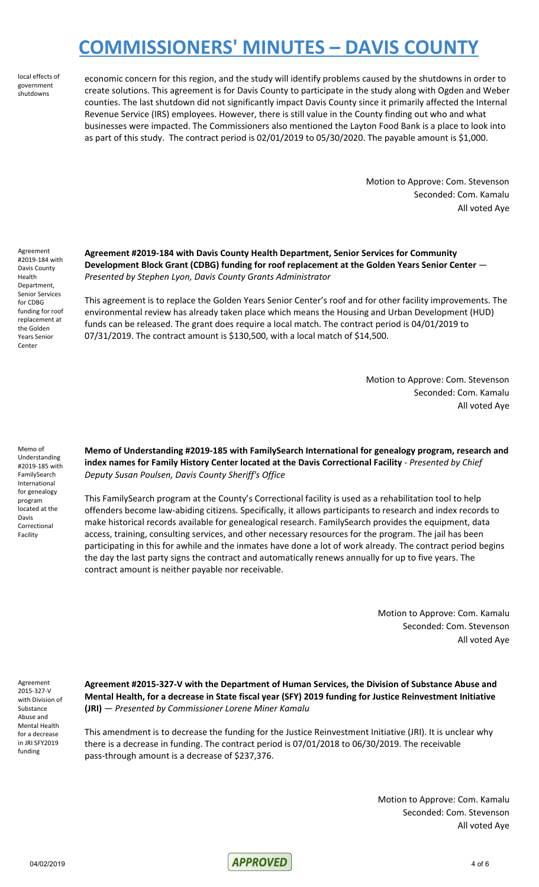local effects of government shutdowns

economic concern for this region, and the study will identify problems caused by the shutdowns in order to create solutions. This agreement is for Davis County to participate in the study along with Ogden and Weber counties. The last shutdown did not significantly impact Davis County since it primarily affected the Internal Revenue Service (IRS) employees. However, there is still value in the County finding out who and what businesses were impacted. The Commissioners also mentioned the Layton Food Bank is a place to look into as part of this study. The contract period is 02/01/2019 to 05/30/2020. The payable amount is $1,000.

Motion to Approve: Com. Stevenson
Seconded: Com. Kamalu
All voted Aye

Agreement #2019-184 with Davis County Health Department, Senior Services for CDBG funding for roof replacement at the Golden Years Senior Center

**Agreement #2019-184 with Davis County Health Department, Senior Services for Community Development Block Grant (CDBG) funding for roof replacement at the Golden Years Senior Center** — *Presented by Stephen Lyon, Davis County Grants Administrator*

This agreement is to replace the Golden Years Senior Center's roof and for other facility improvements. The environmental review has already taken place which means the Housing and Urban Development (HUD) funds can be released. The grant does require a local match. The contract period is 04/01/2019 to 07/31/2019. The contract amount is $130,500, with a local match of $14,500.

Motion to Approve: Com. Stevenson
Seconded: Com. Kamalu
All voted Aye

Memo of Understanding #2019-185 with FamilySearch International for genealogy program located at the Davis Correctional Facility

**Memo of Understanding #2019-185 with FamilySearch International for genealogy program, research and index names for Family History Center located at the Davis Correctional Facility** - *Presented by Chief Deputy Susan Poulsen, Davis County Sheriff's Office*

This FamilySearch program at the County's Correctional facility is used as a rehabilitation tool to help offenders become law-abiding citizens. Specifically, it allows participants to research and index records to make historical records available for genealogical research. FamilySearch provides the equipment, data access, training, consulting services, and other necessary resources for the program. The jail has been participating in this for awhile and the inmates have done a lot of work already. The contract period begins the day the last party signs the contract and automatically renews annually for up to five years. The contract amount is neither payable nor receivable.

Motion to Approve: Com. Kamalu
Seconded: Com. Stevenson
All voted Aye

Agreement 2015-327-V with Division of Substance Abuse and Mental Health for a decrease in JRI SFY2019 funding

**Agreement #2015-327-V with the Department of Human Services, the Division of Substance Abuse and Mental Health, for a decrease in State fiscal year (SFY) 2019 funding for Justice Reinvestment Initiative (JRI)** — *Presented by Commissioner Lorene Miner Kamalu*

This amendment is to decrease the funding for the Justice Reinvestment Initiative (JRI). It is unclear why there is a decrease in funding. The contract period is 07/01/2018 to 06/30/2019. The receivable pass-through amount is a decrease of $237,376.

Motion to Approve: Com. Kamalu
Seconded: Com. Stevenson
All voted Aye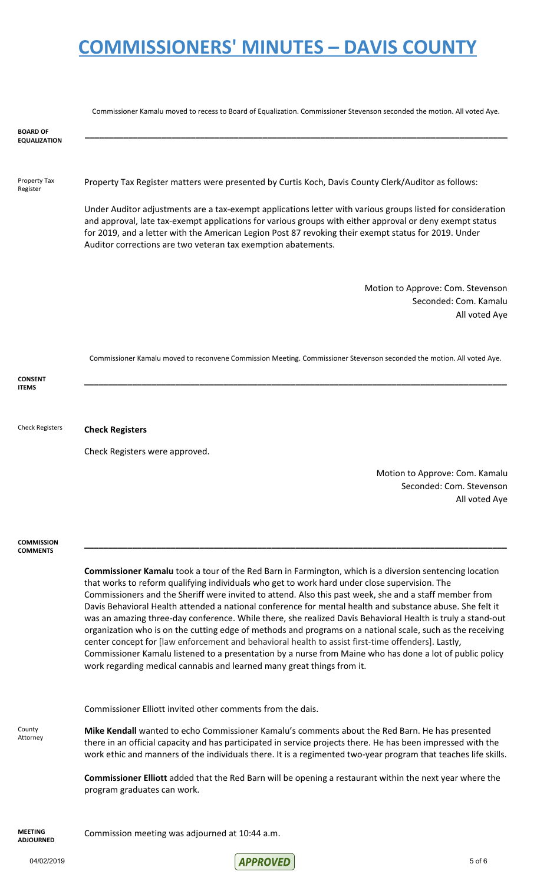Commissioner Kamalu moved to recess to Board of Equalization. Commissioner Stevenson seconded the motion. All voted Aye.

**BOARD OF EQUALIZATION**

---

Property Tax Register

Property Tax Register matters were presented by Curtis Koch, Davis County Clerk/Auditor as follows:

Under Auditor adjustments are a tax-exempt applications letter with various groups listed for consideration and approval, late tax-exempt applications for various groups with either approval or deny exempt status for 2019, and a letter with the American Legion Post 87 revoking their exempt status for 2019. Under Auditor corrections are two veteran tax exemption abatements.

Motion to Approve: Com. Stevenson
Seconded: Com. Kamalu
All voted Aye

Commissioner Kamalu moved to reconvene Commission Meeting. Commissioner Stevenson seconded the motion. All voted Aye.

**CONSENT ITEMS**

---

Check Registers

**Check Registers**

Check Registers were approved.

Motion to Approve: Com. Kamalu
Seconded: Com. Stevenson
All voted Aye

**COMMISSION COMMENTS**

---

**Commissioner Kamalu** took a tour of the Red Barn in Farmington, which is a diversion sentencing location that works to reform qualifying individuals who get to work hard under close supervision. The Commissioners and the Sheriff were invited to attend. Also this past week, she and a staff member from Davis Behavioral Health attended a national conference for mental health and substance abuse. She felt it was an amazing three-day conference. While there, she realized Davis Behavioral Health is truly a stand-out organization who is on the cutting edge of methods and programs on a national scale, such as the receiving center concept for [law enforcement and behavioral health to assist first-time offenders]. Lastly, Commissioner Kamalu listened to a presentation by a nurse from Maine who has done a lot of public policy work regarding medical cannabis and learned many great things from it.

Commissioner Elliott invited other comments from the dais.

County Attorney

**Mike Kendall** wanted to echo Commissioner Kamalu's comments about the Red Barn. He has presented there in an official capacity and has participated in service projects there. He has been impressed with the work ethic and manners of the individuals there. It is a regimented two-year program that teaches life skills.

**Commissioner Elliott** added that the Red Barn will be opening a restaurant within the next year where the program graduates can work.

**MEETING ADJOURNED**

Commission meeting was adjourned at 10:44 a.m.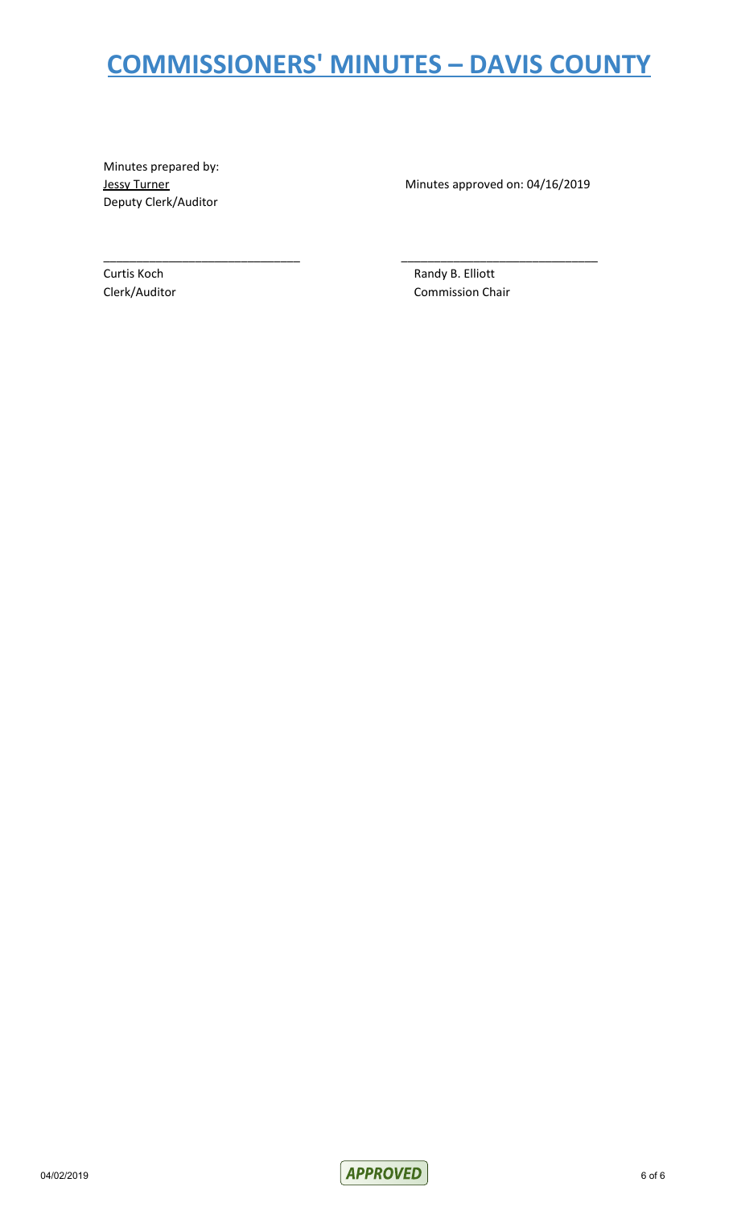# COMMISSIONERS' MINUTES – DAVIS COUNTY

Minutes prepared by:
Jessy Turner
Deputy Clerk/Auditor

Minutes approved on: 04/16/2019

\_\_\_\_\_\_\_\_\_\_\_\_\_\_\_\_\_\_\_\_\_\_\_\_\_\_\_\_\_\_
Curtis Koch
Clerk/Auditor

\_\_\_\_\_\_\_\_\_\_\_\_\_\_\_\_\_\_\_\_\_\_\_\_\_\_\_\_\_\_
Randy B. Elliott
Commission Chair

APPROVED